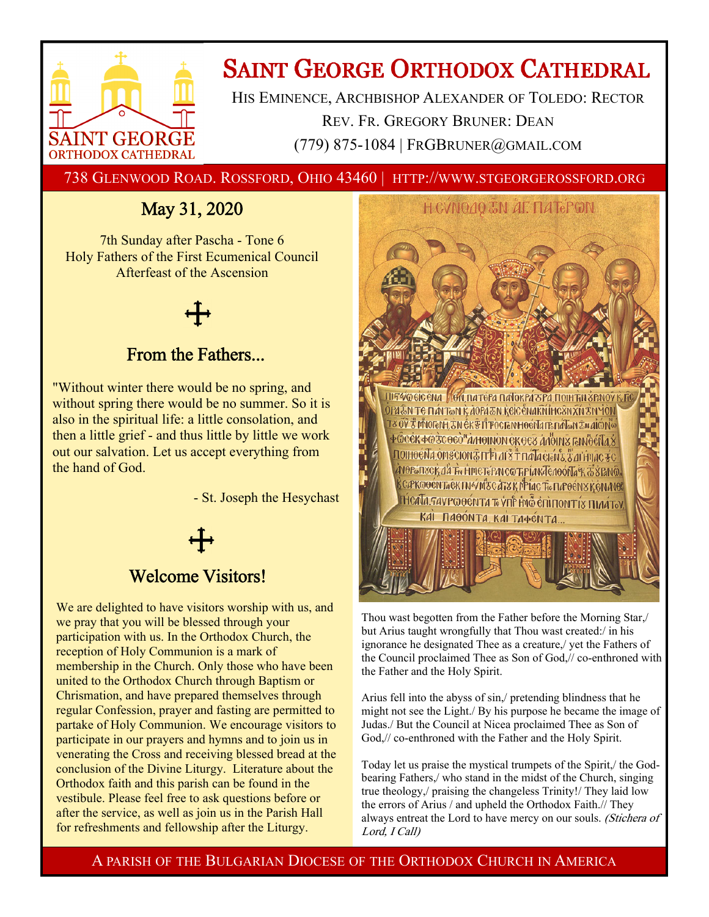# Saint George Orthodox Cathedral

His Eminence, Archbishop Alexander of Toledo: Rector

Rev. Fr. Gregory Bruner: Dean

(779) 875-1084 | FrGBruner@gmail.com

738 Glenwood Road. Rossford, Ohio 43460 | http://www.stgeorgerossford.org

## May 31, 2020

7th Sunday after Pascha - Tone 6
Holy Fathers of the First Ecumenical Council
Afterfeast of the Ascension

## From the Fathers...

"Without winter there would be no spring, and without spring there would be no summer. So it is also in the spiritual life: a little consolation, and then a little grief - and thus little by little we work out our salvation. Let us accept everything from the hand of God.

- St. Joseph the Hesychast

## Welcome Visitors!

We are delighted to have visitors worship with us, and we pray that you will be blessed through your participation with us. In the Orthodox Church, the reception of Holy Communion is a mark of membership in the Church. Only those who have been united to the Orthodox Church through Baptism or Chrismation, and have prepared themselves through regular Confession, prayer and fasting are permitted to partake of Holy Communion. We encourage visitors to participate in our prayers and hymns and to join us in venerating the Cross and receiving blessed bread at the conclusion of the Divine Liturgy. Literature about the Orthodox faith and this parish can be found in the vestibule. Please feel free to ask questions before or after the service, as well as join us in the Parish Hall for refreshments and fellowship after the Liturgy.

Thou wast begotten from the Father before the Morning Star,/ but Arius taught wrongfully that Thou wast created:/ in his ignorance he designated Thee as a creature,/ yet the Fathers of the Council proclaimed Thee as Son of God,// co-enthroned with the Father and the Holy Spirit.

Arius fell into the abyss of sin,/ pretending blindness that he might not see the Light./ By his purpose he became the image of Judas./ But the Council at Nicea proclaimed Thee as Son of God,// co-enthroned with the Father and the Holy Spirit.

Today let us praise the mystical trumpets of the Spirit,/ the God-bearing Fathers,/ who stand in the midst of the Church, singing true theology,/ praising the changeless Trinity!/ They laid low the errors of Arius / and upheld the Orthodox Faith.// They always entreat the Lord to have mercy on our souls. *(Stichera of Lord, I Call)*

A parish of the Bulgarian Diocese of the Orthodox Church in America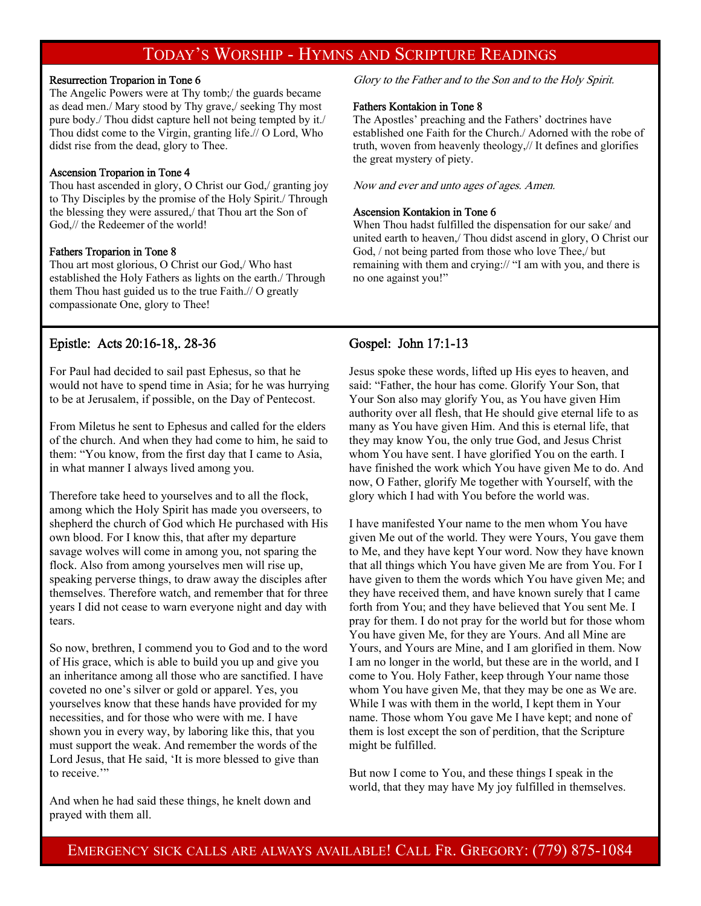## Today's Worship - Hymns and Scripture Readings

**Resurrection Troparion in Tone 6**
The Angelic Powers were at Thy tomb;/ the guards became as dead men./ Mary stood by Thy grave,/ seeking Thy most pure body./ Thou didst capture hell not being tempted by it./ Thou didst come to the Virgin, granting life.// O Lord, Who didst rise from the dead, glory to Thee.

**Ascension Troparion in Tone 4**
Thou hast ascended in glory, O Christ our God,/ granting joy to Thy Disciples by the promise of the Holy Spirit./ Through the blessing they were assured,/ that Thou art the Son of God,// the Redeemer of the world!

**Fathers Troparion in Tone 8**
Thou art most glorious, O Christ our God,/ Who hast established the Holy Fathers as lights on the earth./ Through them Thou hast guided us to the true Faith.// O greatly compassionate One, glory to Thee!

*Glory to the Father and to the Son and to the Holy Spirit.*

**Fathers Kontakion in Tone 8**
The Apostles' preaching and the Fathers' doctrines have established one Faith for the Church./ Adorned with the robe of truth, woven from heavenly theology,// It defines and glorifies the great mystery of piety.

*Now and ever and unto ages of ages. Amen.*

**Ascension Kontakion in Tone 6**
When Thou hadst fulfilled the dispensation for our sake/ and united earth to heaven,/ Thou didst ascend in glory, O Christ our God, / not being parted from those who love Thee,/ but remaining with them and crying:// "I am with you, and there is no one against you!"

### Epistle: Acts 20:16-18,. 28-36

For Paul had decided to sail past Ephesus, so that he would not have to spend time in Asia; for he was hurrying to be at Jerusalem, if possible, on the Day of Pentecost.

From Miletus he sent to Ephesus and called for the elders of the church. And when they had come to him, he said to them: "You know, from the first day that I came to Asia, in what manner I always lived among you.

Therefore take heed to yourselves and to all the flock, among which the Holy Spirit has made you overseers, to shepherd the church of God which He purchased with His own blood. For I know this, that after my departure savage wolves will come in among you, not sparing the flock. Also from among yourselves men will rise up, speaking perverse things, to draw away the disciples after themselves. Therefore watch, and remember that for three years I did not cease to warn everyone night and day with tears.

So now, brethren, I commend you to God and to the word of His grace, which is able to build you up and give you an inheritance among all those who are sanctified. I have coveted no one's silver or gold or apparel. Yes, you yourselves know that these hands have provided for my necessities, and for those who were with me. I have shown you in every way, by laboring like this, that you must support the weak. And remember the words of the Lord Jesus, that He said, 'It is more blessed to give than to receive.'"

And when he had said these things, he knelt down and prayed with them all.

### Gospel: John 17:1-13

Jesus spoke these words, lifted up His eyes to heaven, and said: "Father, the hour has come. Glorify Your Son, that Your Son also may glorify You, as You have given Him authority over all flesh, that He should give eternal life to as many as You have given Him. And this is eternal life, that they may know You, the only true God, and Jesus Christ whom You have sent. I have glorified You on the earth. I have finished the work which You have given Me to do. And now, O Father, glorify Me together with Yourself, with the glory which I had with You before the world was.

I have manifested Your name to the men whom You have given Me out of the world. They were Yours, You gave them to Me, and they have kept Your word. Now they have known that all things which You have given Me are from You. For I have given to them the words which You have given Me; and they have received them, and have known surely that I came forth from You; and they have believed that You sent Me. I pray for them. I do not pray for the world but for those whom You have given Me, for they are Yours. And all Mine are Yours, and Yours are Mine, and I am glorified in them. Now I am no longer in the world, but these are in the world, and I come to You. Holy Father, keep through Your name those whom You have given Me, that they may be one as We are. While I was with them in the world, I kept them in Your name. Those whom You gave Me I have kept; and none of them is lost except the son of perdition, that the Scripture might be fulfilled.

But now I come to You, and these things I speak in the world, that they may have My joy fulfilled in themselves.

Emergency sick calls are always available! Call Fr. Gregory: (779) 875-1084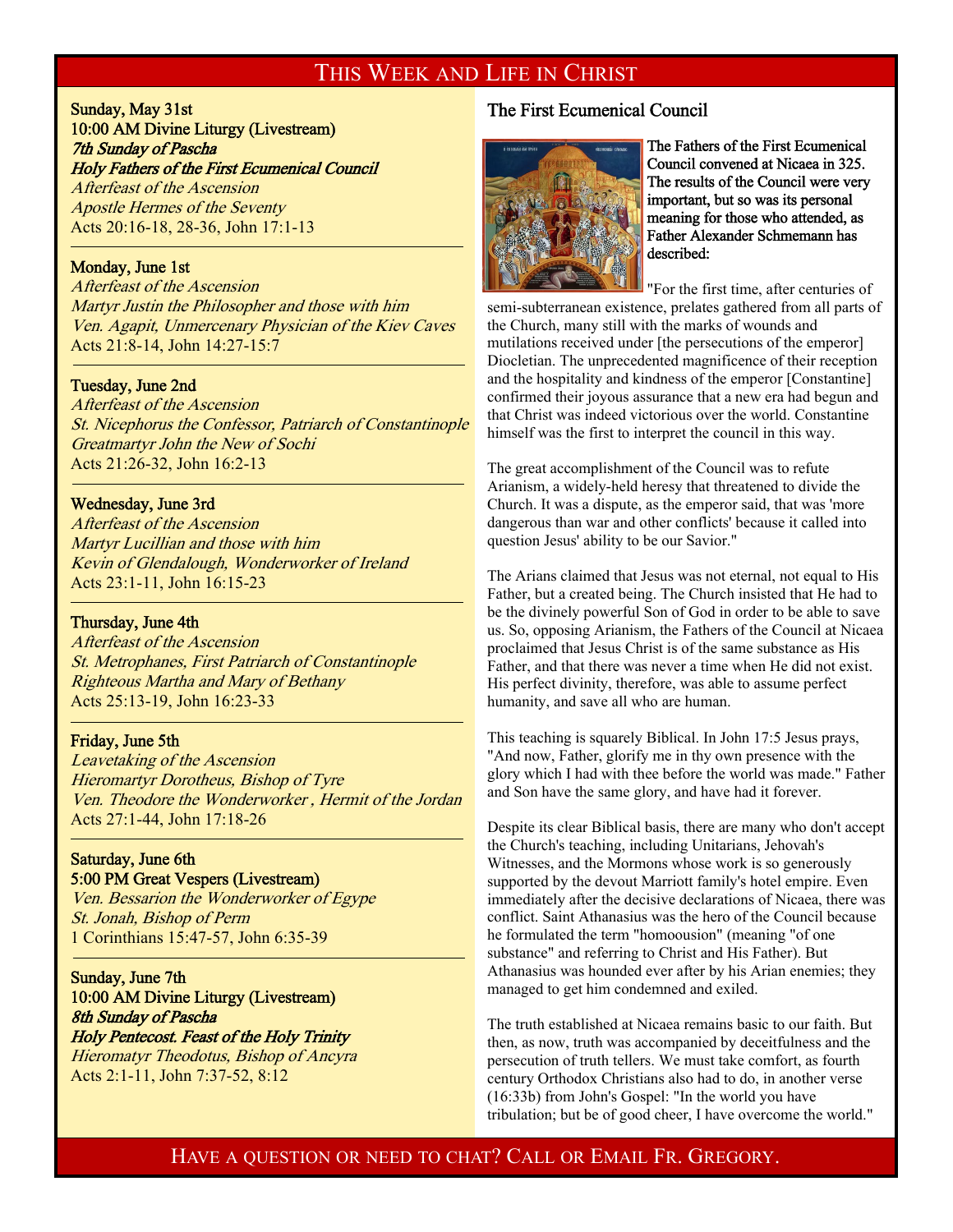# This Week and Life in Christ

**Sunday, May 31st**
**10:00 AM Divine Liturgy (Livestream)**
***7th Sunday of Pascha***
***Holy Fathers of the First Ecumenical Council***
*Afterfeast of the Ascension*
*Apostle Hermes of the Seventy*
Acts 20:16-18, 28-36, John 17:1-13

---

**Monday, June 1st**
*Afterfeast of the Ascension*
*Martyr Justin the Philosopher and those with him*
*Ven. Agapit, Unmercenary Physician of the Kiev Caves*
Acts 21:8-14, John 14:27-15:7

---

**Tuesday, June 2nd**
*Afterfeast of the Ascension*
*St. Nicephorus the Confessor, Patriarch of Constantinople*
*Greatmartyr John the New of Sochi*
Acts 21:26-32, John 16:2-13

---

**Wednesday, June 3rd**
*Afterfeast of the Ascension*
*Martyr Lucillian and those with him*
*Kevin of Glendalough, Wonderworker of Ireland*
Acts 23:1-11, John 16:15-23

---

**Thursday, June 4th**
*Afterfeast of the Ascension*
*St. Metrophanes, First Patriarch of Constantinople*
*Righteous Martha and Mary of Bethany*
Acts 25:13-19, John 16:23-33

---

**Friday, June 5th**
*Leavetaking of the Ascension*
*Hieromartyr Dorotheus, Bishop of Tyre*
*Ven. Theodore the Wonderworker , Hermit of the Jordan*
Acts 27:1-44, John 17:18-26

---

**Saturday, June 6th**
**5:00 PM Great Vespers (Livestream)**
*Ven. Bessarion the Wonderworker of Egype*
*St. Jonah, Bishop of Perm*
1 Corinthians 15:47-57, John 6:35-39

---

**Sunday, June 7th**
**10:00 AM Divine Liturgy (Livestream)**
***8th Sunday of Pascha***
***Holy Pentecost. Feast of the Holy Trinity***
*Hieromatyr Theodotus, Bishop of Ancyra*
Acts 2:1-11, John 7:37-52, 8:12

## The First Ecumenical Council

The Fathers of the First Ecumenical Council convened at Nicaea in 325. The results of the Council were very important, but so was its personal meaning for those who attended, as Father Alexander Schmemann has described:

"For the first time, after centuries of semi-subterranean existence, prelates gathered from all parts of the Church, many still with the marks of wounds and mutilations received under [the persecutions of the emperor] Diocletian. The unprecedented magnificence of their reception and the hospitality and kindness of the emperor [Constantine] confirmed their joyous assurance that a new era had begun and that Christ was indeed victorious over the world. Constantine himself was the first to interpret the council in this way.

The great accomplishment of the Council was to refute Arianism, a widely-held heresy that threatened to divide the Church. It was a dispute, as the emperor said, that was 'more dangerous than war and other conflicts' because it called into question Jesus' ability to be our Savior."

The Arians claimed that Jesus was not eternal, not equal to His Father, but a created being. The Church insisted that He had to be the divinely powerful Son of God in order to be able to save us. So, opposing Arianism, the Fathers of the Council at Nicaea proclaimed that Jesus Christ is of the same substance as His Father, and that there was never a time when He did not exist. His perfect divinity, therefore, was able to assume perfect humanity, and save all who are human.

This teaching is squarely Biblical. In John 17:5 Jesus prays, "And now, Father, glorify me in thy own presence with the glory which I had with thee before the world was made." Father and Son have the same glory, and have had it forever.

Despite its clear Biblical basis, there are many who don't accept the Church's teaching, including Unitarians, Jehovah's Witnesses, and the Mormons whose work is so generously supported by the devout Marriott family's hotel empire. Even immediately after the decisive declarations of Nicaea, there was conflict. Saint Athanasius was the hero of the Council because he formulated the term "homoousion" (meaning "of one substance" and referring to Christ and His Father). But Athanasius was hounded ever after by his Arian enemies; they managed to get him condemned and exiled.

The truth established at Nicaea remains basic to our faith. But then, as now, truth was accompanied by deceitfulness and the persecution of truth tellers. We must take comfort, as fourth century Orthodox Christians also had to do, in another verse (16:33b) from John's Gospel: "In the world you have tribulation; but be of good cheer, I have overcome the world."

Have a question or need to chat? Call or Email Fr. Gregory.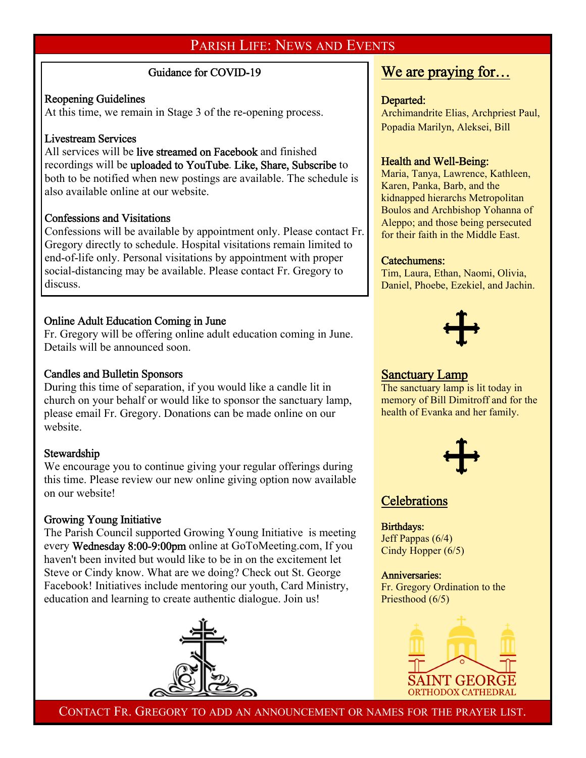# Parish Life: News and Events

## Guidance for COVID-19

### Reopening Guidelines

At this time, we remain in Stage 3 of the re-opening process.

### Livestream Services

All services will be live streamed on Facebook and finished recordings will be uploaded to YouTube. Like, Share, Subscribe to both to be notified when new postings are available. The schedule is also available online at our website.

### Confessions and Visitations

Confessions will be available by appointment only. Please contact Fr. Gregory directly to schedule. Hospital visitations remain limited to end-of-life only. Personal visitations by appointment with proper social-distancing may be available. Please contact Fr. Gregory to discuss.

### Online Adult Education Coming in June

Fr. Gregory will be offering online adult education coming in June. Details will be announced soon.

### Candles and Bulletin Sponsors

During this time of separation, if you would like a candle lit in church on your behalf or would like to sponsor the sanctuary lamp, please email Fr. Gregory. Donations can be made online on our website.

### Stewardship

We encourage you to continue giving your regular offerings during this time. Please review our new online giving option now available on our website!

### Growing Young Initiative

The Parish Council supported Growing Young Initiative is meeting every Wednesday 8:00-9:00pm online at GoToMeeting.com, If you haven't been invited but would like to be in on the excitement let Steve or Cindy know. What are we doing? Check out St. George Facebook! Initiatives include mentoring our youth, Card Ministry, education and learning to create authentic dialogue. Join us!

## We are praying for…

**Departed:**
Archimandrite Elias, Archpriest Paul, Popadia Marilyn, Aleksei, Bill

**Health and Well-Being:**
Maria, Tanya, Lawrence, Kathleen, Karen, Panka, Barb, and the kidnapped hierarchs Metropolitan Boulos and Archbishop Yohanna of Aleppo; and those being persecuted for their faith in the Middle East.

**Catechumens:**
Tim, Laura, Ethan, Naomi, Olivia, Daniel, Phoebe, Ezekiel, and Jachin.

## Sanctuary Lamp

The sanctuary lamp is lit today in memory of Bill Dimitroff and for the health of Evanka and her family.

## Celebrations

**Birthdays:**
Jeff Pappas (6/4)
Cindy Hopper (6/5)

**Anniversaries:**
Fr. Gregory Ordination to the Priesthood (6/5)

SAINT GEORGE
ORTHODOX CATHEDRAL

Contact Fr. Gregory to add an announcement or names for the prayer list.